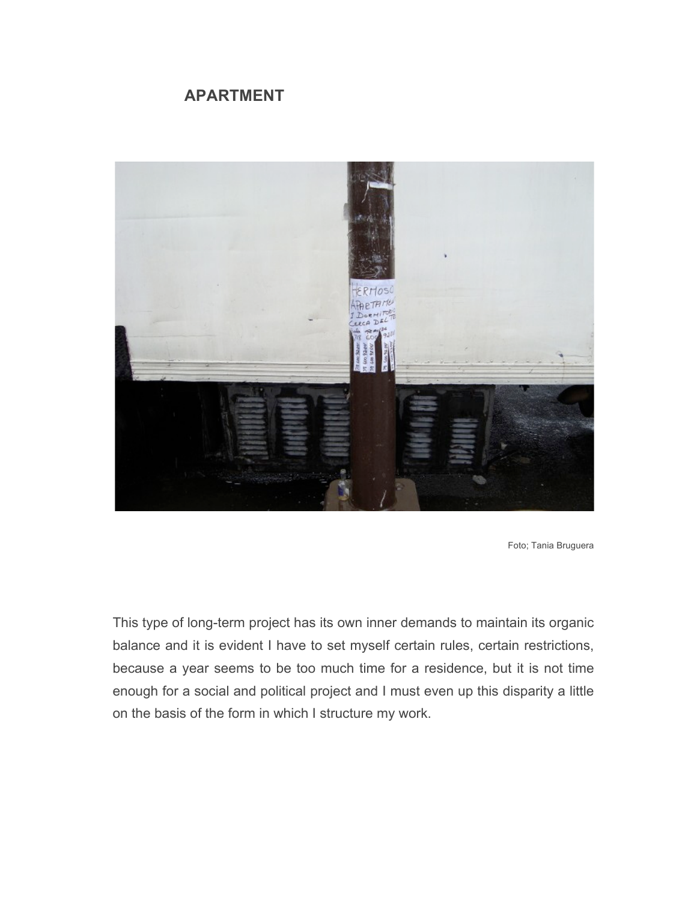# APARTMENT

Foto; Tania Bruguera

This type of long-term project has its own inner demands to maintain its organic balance and it is evident I have to set myself certain rules, certain restrictions, because a year seems to be too much time for a residence, but it is not time enough for a social and political project and I must even up this disparity a little on the basis of the form in which I structure my work.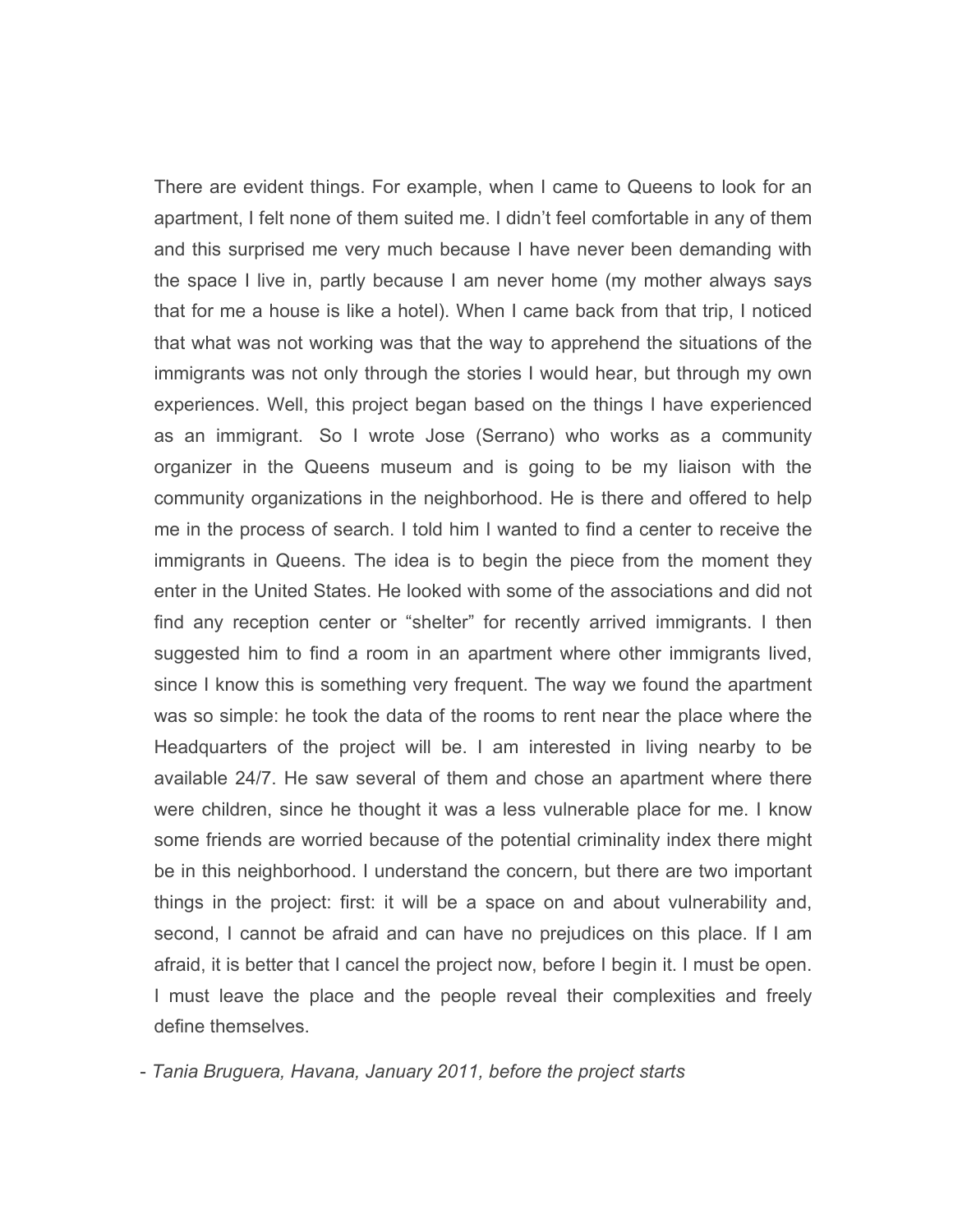There are evident things. For example, when I came to Queens to look for an apartment, I felt none of them suited me. I didn't feel comfortable in any of them and this surprised me very much because I have never been demanding with the space I live in, partly because I am never home (my mother always says that for me a house is like a hotel). When I came back from that trip, I noticed that what was not working was that the way to apprehend the situations of the immigrants was not only through the stories I would hear, but through my own experiences. Well, this project began based on the things I have experienced as an immigrant. So I wrote Jose (Serrano) who works as a community organizer in the Queens museum and is going to be my liaison with the community organizations in the neighborhood. He is there and offered to help me in the process of search. I told him I wanted to find a center to receive the immigrants in Queens. The idea is to begin the piece from the moment they enter in the United States. He looked with some of the associations and did not find any reception center or "shelter" for recently arrived immigrants. I then suggested him to find a room in an apartment where other immigrants lived, since I know this is something very frequent. The way we found the apartment was so simple: he took the data of the rooms to rent near the place where the Headquarters of the project will be. I am interested in living nearby to be available 24/7. He saw several of them and chose an apartment where there were children, since he thought it was a less vulnerable place for me. I know some friends are worried because of the potential criminality index there might be in this neighborhood. I understand the concern, but there are two important things in the project: first: it will be a space on and about vulnerability and, second, I cannot be afraid and can have no prejudices on this place. If I am afraid, it is better that I cancel the project now, before I begin it. I must be open. I must leave the place and the people reveal their complexities and freely define themselves.

*- Tania Bruguera, Havana, January 2011, before the project starts*